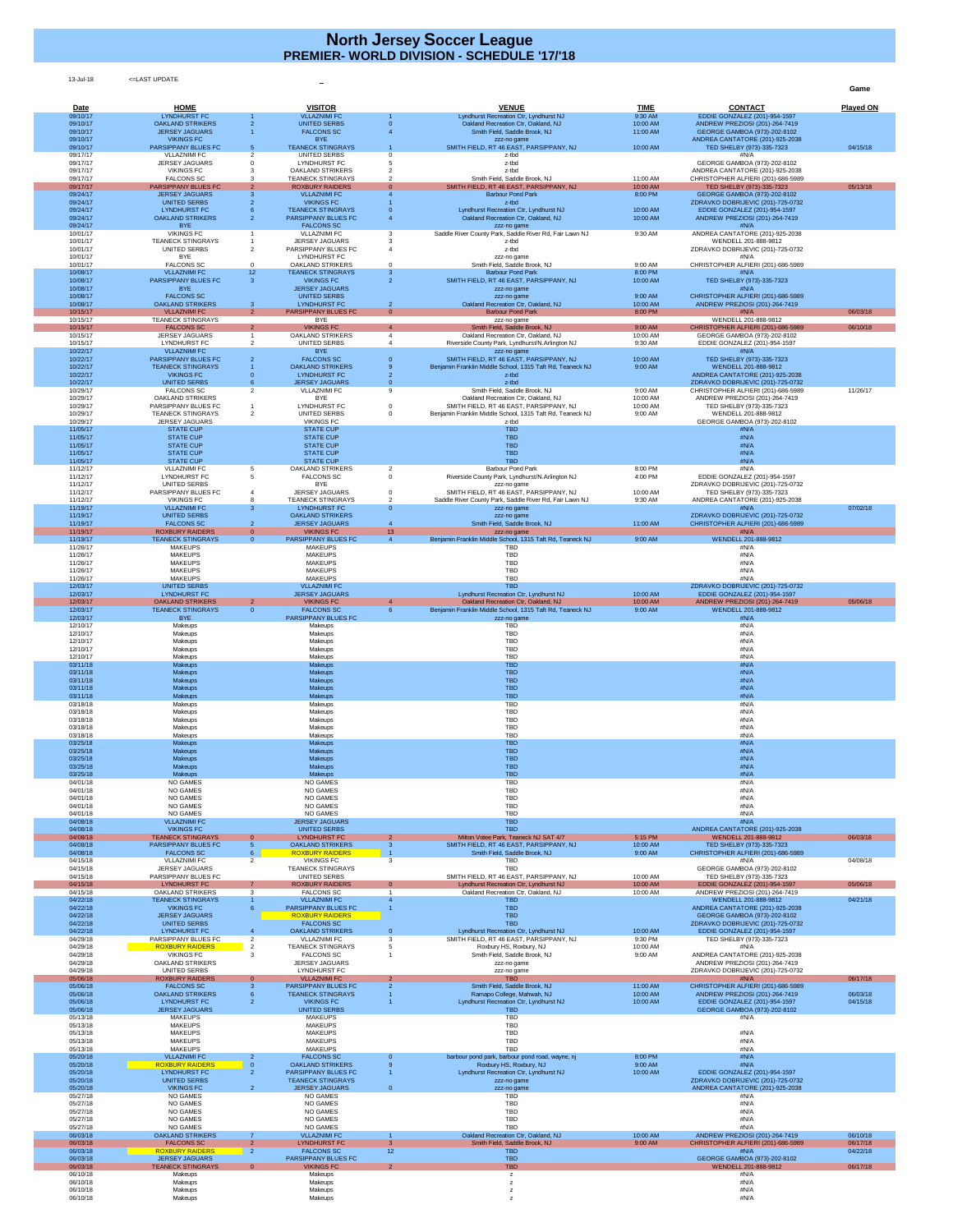# North Jersey Soccer League
## PREMIER- WORLD DIVISION - SCHEDULE '17/'18

13-Jul-18 <=LAST UPDATE

| Date | HOME | | VISITOR | | VENUE | TIME | CONTACT | Game Played ON |
|---|---|---|---|---|---|---|---|---|
| 09/10/17 | LYNDHURST FC | 1 | VLLAZNIMI FC | 1 | Lyndhurst Recreation Ctr, Lyndhurst NJ | 9:30 AM | EDDIE GONZALEZ (201)-954-1597 | |
| 09/10/17 | OAKLAND STRIKERS | 2 | UNITED SERBS | 0 | Oakland Recreation Ctr, Oakland, NJ | 10:00 AM | ANDREW PREZIOSI (201)-264-7419 | |
| 09/10/17 | JERSEY JAGUARS | 1 | FALCONS SC | 4 | Smith Field, Saddle Brook, NJ | 11:00 AM | GEORGE GAMBOA (973)-202-8102 | |
| 09/10/17 | VIKINGS FC | | BYE | | zzz-no game | | ANDREA CANTATORE (201)-925-2038 | |
| 09/10/17 | PARSIPPANY BLUES FC | 5 | TEANECK STINGRAYS | 1 | SMITH FIELD, RT 46 EAST, PARSIPPANY, NJ | 10:00 AM | TED SHELBY (973)-335-7323 | 04/15/18 |
| 09/17/17 | VLLAZNIMI FC | 2 | UNITED SERBS | 0 | z-tbd | | #N/A | |
| 09/17/17 | JERSEY JAGUARS | 0 | LYNDHURST FC | 5 | z-tbd | | GEORGE GAMBOA (973)-202-8102 | |
| 09/17/17 | VIKINGS FC | 3 | OAKLAND STRIKERS | 2 | z-tbd | | ANDREA CANTATORE (201)-925-2038 | |
| 09/17/17 | FALCONS SC | 3 | TEANECK STINGRAYS | 2 | Smith Field, Saddle Brook, NJ | 11:00 AM | CHRISTOPHER ALFIERI (201)-686-5989 | |
| 09/17/17 | PARSIPPANY BLUES FC | 2 | ROXBURY RAIDERS | 0 | SMITH FIELD, RT 46 EAST, PARSIPPANY, NJ | 10:00 AM | TED SHELBY (973)-335-7323 | 05/13/18 |
| 09/24/17 | JERSEY JAGUARS | 3 | VLLAZNIMI FC | 4 | Barbour Pond Park | 8:00 PM | GEORGE GAMBOA (973)-202-8102 | |
| 09/24/17 | UNITED SERBS | 2 | VIKINGS FC | 1 | z-tbd | | ZDRAVKO DOBRIJEVIC (201)-725-0732 | |
| 09/24/17 | LYNDHURST FC | 6 | TEANECK STINGRAYS | 0 | Lyndhurst Recreation Ctr, Lyndhurst NJ | 10:00 AM | EDDIE GONZALEZ (201)-954-1597 | |
| 09/24/17 | OAKLAND STRIKERS | 2 | PARSIPPANY BLUES FC | 4 | Oakland Recreation Ctr, Oakland, NJ | 10:00 AM | ANDREW PREZIOSI (201)-264-7419 | |
| 09/24/17 | BYE | | FALCONS SC | | zzz-no game | | #N/A | |
| 10/01/17 | VIKINGS FC | 1 | VLLAZNIMI FC | 3 | Saddle River County Park, Saddle River Rd, Fair Lawn NJ | 9:30 AM | ANDREA CANTATORE (201)-925-2038 | |
| 10/01/17 | TEANECK STINGRAYS | 1 | JERSEY JAGUARS | 3 | z-tbd | | WENDELL 201-888-9812 | |
| 10/01/17 | UNITED SERBS | 2 | PARSIPPANY BLUES FC | 4 | z-tbd | | ZDRAVKO DOBRIJEVIC (201)-725-0732 | |
| 10/01/17 | BYE | | LYNDHURST FC | | zzz-no game | | #N/A | |
| 10/01/17 | FALCONS SC | 0 | OAKLAND STRIKERS | 0 | Smith Field, Saddle Brook, NJ | 9:00 AM | CHRISTOPHER ALFIERI (201)-686-5989 | |
| 10/08/17 | VLLAZNIMI FC | 12 | TEANECK STINGRAYS | 3 | Barbour Pond Park | 8:00 PM | #N/A | |
| 10/08/17 | PARSIPPANY BLUES FC | 3 | VIKINGS FC | 2 | SMITH FIELD, RT 46 EAST, PARSIPPANY, NJ | 10:00 AM | TED SHELBY (973)-335-7323 | |
| 10/08/17 | BYE | | JERSEY JAGUARS | | zzz-no game | | #N/A | |
| 10/08/17 | FALCONS SC | | UNITED SERBS | | zzz-no game | 9:00 AM | CHRISTOPHER ALFIERI (201)-686-5989 | |
| 10/08/17 | OAKLAND STRIKERS | 3 | LYNDHURST FC | 2 | Oakland Recreation Ctr, Oakland, NJ | 10:00 AM | ANDREW PREZIOSI (201)-264-7419 | |
| 10/15/17 | VLLAZNIMI FC | 2 | PARSIPPANY BLUES FC | 0 | Barbour Pond Park | 8:00 PM | #N/A | 06/03/18 |
| 10/15/17 | TEANECK STINGRAYS | | BYE | | zzz-no game | | WENDELL 201-888-9812 | |
| 10/15/17 | FALCONS SC | 2 | VIKINGS FC | 4 | Smith Field, Saddle Brook, NJ | 9:00 AM | CHRISTOPHER ALFIERI (201)-686-5989 | 06/10/18 |
| 10/15/17 | JERSEY JAGUARS | 1 | OAKLAND STRIKERS | 4 | Oakland Recreation Ctr, Oakland, NJ | 10:00 AM | GEORGE GAMBOA (973)-202-8102 | |
| 10/15/17 | LYNDHURST FC | 2 | UNITED SERBS | 4 | Riverside County Park, Lyndhurst/N.Arlington NJ | 9:30 AM | EDDIE GONZALEZ (201)-954-1597 | |
| 10/22/17 | VLLAZNIMI FC | | BYE | | zzz-no game | | #N/A | |
| 10/22/17 | PARSIPPANY BLUES FC | 2 | FALCONS SC | 0 | SMITH FIELD, RT 46 EAST, PARSIPPANY, NJ | 10:00 AM | TED SHELBY (973)-335-7323 | |
| 10/22/17 | TEANECK STINGRAYS | 1 | OAKLAND STRIKERS | 9 | Benjamin Franklin Middle School, 1315 Taft Rd, Teaneck NJ | 9:00 AM | WENDELL 201-888-9812 | |
| 10/22/17 | VIKINGS FC | 0 | LYNDHURST FC | 2 | z-tbd | | ANDREA CANTATORE (201)-925-2038 | |
| 10/22/17 | UNITED SERBS | 6 | JERSEY JAGUARS | 0 | z-tbd | | ZDRAVKO DOBRIJEVIC (201)-725-0732 | |
| 10/29/17 | FALCONS SC | 2 | VLLAZNIMI FC | 9 | Smith Field, Saddle Brook, NJ | 9:00 AM | CHRISTOPHER ALFIERI (201)-686-5989 | 11/26/17 |
| 10/29/17 | OAKLAND STRIKERS | | BYE | | Oakland Recreation Ctr, Oakland, NJ | 10:00 AM | ANDREW PREZIOSI (201)-264-7419 | |
| 10/29/17 | PARSIPPANY BLUES FC | 1 | LYNDHURST FC | 0 | SMITH FIELD, RT 46 EAST, PARSIPPANY, NJ | 10:00 AM | TED SHELBY (973)-335-7323 | |
| 10/29/17 | TEANECK STINGRAYS | 2 | UNITED SERBS | 0 | Benjamin Franklin Middle School, 1315 Taft Rd, Teaneck NJ | 9:00 AM | WENDELL 201-888-9812 | |
| 10/29/17 | JERSEY JAGUARS | | VIKINGS FC | | z-tbd | | GEORGE GAMBOA (973)-202-8102 | |
| 11/05/17 | STATE CUP | | STATE CUP | | TBD | | #N/A | |
| 11/05/17 | STATE CUP | | STATE CUP | | TBD | | #N/A | |
| 11/05/17 | STATE CUP | | STATE CUP | | TBD | | #N/A | |
| 11/05/17 | STATE CUP | | STATE CUP | | TBD | | #N/A | |
| 11/05/17 | STATE CUP | | STATE CUP | | TBD | | #N/A | |
| 11/12/17 | VLLAZNIMI FC | 5 | OAKLAND STRIKERS | 2 | Barbour Pond Park | 8:00 PM | #N/A | |
| 11/12/17 | LYNDHURST FC | 5 | FALCONS SC | 0 | Riverside County Park, Lyndhurst/N.Arlington NJ | 4:00 PM | EDDIE GONZALEZ (201)-954-1597 | |
| 11/12/17 | UNITED SERBS | | BYE | | zzz-no game | | ZDRAVKO DOBRIJEVIC (201)-725-0732 | |
| 11/12/17 | PARSIPPANY BLUES FC | 4 | JERSEY JAGUARS | 0 | SMITH FIELD, RT 46 EAST, PARSIPPANY, NJ | 10:00 AM | TED SHELBY (973)-335-7323 | |
| 11/12/17 | VIKINGS FC | 8 | TEANECK STINGRAYS | 2 | Saddle River County Park, Saddle River Rd, Fair Lawn NJ | 9:30 AM | ANDREA CANTATORE (201)-925-2038 | |
| 11/19/17 | VLLAZNIMI FC | 3 | LYNDHURST FC | 0 | zzz-no game | | #N/A | 07/02/18 |
| 11/19/17 | UNITED SERBS | | OAKLAND STRIKERS | | zzz-no game | | ZDRAVKO DOBRIJEVIC (201)-725-0732 | |
| 11/19/17 | FALCONS SC | 2 | JERSEY JAGUARS | 4 | Smith Field, Saddle Brook, NJ | 11:00 AM | CHRISTOPHER ALFIERI (201)-686-5989 | |
| 11/19/17 | ROXBURY RAIDERS | 0 | VIKINGS FC | 13 | zzz-no game | | #N/A | |
| 11/19/17 | TEANECK STINGRAYS | 0 | PARSIPPANY BLUES FC | 4 | Benjamin Franklin Middle School, 1315 Taft Rd, Teaneck NJ | 9:00 AM | WENDELL 201-888-9812 | |
| 11/26/17 | MAKEUPS | | MAKEUPS | | TBD | | #N/A | |
| 11/26/17 | MAKEUPS | | MAKEUPS | | TBD | | #N/A | |
| 11/26/17 | MAKEUPS | | MAKEUPS | | TBD | | #N/A | |
| 11/26/17 | MAKEUPS | | MAKEUPS | | TBD | | #N/A | |
| 11/26/17 | MAKEUPS | | MAKEUPS | | TBD | | #N/A | |
| 12/03/17 | UNITED SERBS | | VLLAZNIMI FC | | TBD | | ZDRAVKO DOBRIJEVIC (201)-725-0732 | |
| 12/03/17 | LYNDHURST FC | | JERSEY JAGUARS | | Lyndhurst Recreation Ctr, Lyndhurst NJ | 10:00 AM | EDDIE GONZALEZ (201)-954-1597 | |
| 12/03/17 | OAKLAND STRIKERS | 2 | VIKINGS FC | 4 | Oakland Recreation Ctr, Oakland, NJ | 10:00 AM | ANDREW PREZIOSI (201)-264-7419 | 05/06/18 |
| 12/03/17 | TEANECK STINGRAYS | 0 | FALCONS SC | 6 | Benjamin Franklin Middle School, 1315 Taft Rd, Teaneck NJ | 9:00 AM | WENDELL 201-888-9812 | |
| 12/03/17 | BYE | | PARSIPPANY BLUES FC | | zzz-no game | | #N/A | |
| 12/10/17 | Makeups | | Makeups | | TBD | | #N/A | |
| 12/10/17 | Makeups | | Makeups | | TBD | | #N/A | |
| 12/10/17 | Makeups | | Makeups | | TBD | | #N/A | |
| 12/10/17 | Makeups | | Makeups | | TBD | | #N/A | |
| 12/10/17 | Makeups | | Makeups | | TBD | | #N/A | |
| 03/11/18 | Makeups | | Makeups | | TBD | | #N/A | |
| 03/11/18 | Makeups | | Makeups | | TBD | | #N/A | |
| 03/11/18 | Makeups | | Makeups | | TBD | | #N/A | |
| 03/11/18 | Makeups | | Makeups | | TBD | | #N/A | |
| 03/11/18 | Makeups | | Makeups | | TBD | | #N/A | |
| 03/18/18 | Makeups | | Makeups | | TBD | | #N/A | |
| 03/18/18 | Makeups | | Makeups | | TBD | | #N/A | |
| 03/18/18 | Makeups | | Makeups | | TBD | | #N/A | |
| 03/18/18 | Makeups | | Makeups | | TBD | | #N/A | |
| 03/18/18 | Makeups | | Makeups | | TBD | | #N/A | |
| 03/25/18 | Makeups | | Makeups | | TBD | | #N/A | |
| 03/25/18 | Makeups | | Makeups | | TBD | | #N/A | |
| 03/25/18 | Makeups | | Makeups | | TBD | | #N/A | |
| 03/25/18 | Makeups | | Makeups | | TBD | | #N/A | |
| 03/25/18 | Makeups | | Makeups | | TBD | | #N/A | |
| 04/01/18 | NO GAMES | | NO GAMES | | TBD | | #N/A | |
| 04/01/18 | NO GAMES | | NO GAMES | | TBD | | #N/A | |
| 04/01/18 | NO GAMES | | NO GAMES | | TBD | | #N/A | |
| 04/01/18 | NO GAMES | | NO GAMES | | TBD | | #N/A | |
| 04/01/18 | NO GAMES | | NO GAMES | | TBD | | #N/A | |
| 04/08/18 | VLLAZNIMI FC | | JERSEY JAGUARS | | TBD | | #N/A | |
| 04/08/18 | VIKINGS FC | | UNITED SERBS | | TBD | | ANDREA CANTATORE (201)-925-2038 | |
| 04/08/18 | TEANECK STINGRAYS | 0 | LYNDHURST FC | 2 | Milton Votee Park, Teaneck NJ SAT 4/7 | 5:15 PM | WENDELL 201-888-9812 | 06/03/18 |
| 04/08/18 | PARSIPPANY BLUES FC | 5 | OAKLAND STRIKERS | 3 | SMITH FIELD, RT 46 EAST, PARSIPPANY, NJ | 10:00 AM | TED SHELBY (973)-335-7323 | |
| 04/08/18 | FALCONS SC | 6 | ROXBURY RAIDERS | 1 | Smith Field, Saddle Brook, NJ | 9:00 AM | CHRISTOPHER ALFIERI (201)-686-5989 | |
| 04/15/18 | VLLAZNIMI FC | 2 | VIKINGS FC | 3 | TBD | | #N/A | 04/08/18 |
| 04/15/18 | JERSEY JAGUARS | | TEANECK STINGRAYS | | TBD | | GEORGE GAMBOA (973)-202-8102 | |
| 04/15/18 | PARSIPPANY BLUES FC | | UNITED SERBS | | SMITH FIELD, RT 46 EAST, PARSIPPANY, NJ | 10:00 AM | TED SHELBY (973)-335-7323 | |
| 04/15/18 | LYNDHURST FC | 7 | ROXBURY RAIDERS | 0 | Lyndhurst Recreation Ctr, Lyndhurst NJ | 10:00 AM | EDDIE GONZALEZ (201)-954-1597 | 05/06/18 |
| 04/15/18 | OAKLAND STRIKERS | 3 | FALCONS SC | 1 | Oakland Recreation Ctr, Oakland, NJ | 10:00 AM | ANDREW PREZIOSI (201)-264-7419 | |
| 04/22/18 | TEANECK STINGRAYS | 1 | VLLAZNIMI FC | 4 | TBD | | WENDELL 201-888-9812 | 04/21/18 |
| 04/22/18 | VIKINGS FC | 6 | PARSIPPANY BLUES FC | 1 | TBD | | ANDREA CANTATORE (201)-925-2038 | |
| 04/22/18 | JERSEY JAGUARS | | ROXBURY RAIDERS | | TBD | | GEORGE GAMBOA (973)-202-8102 | |
| 04/22/18 | UNITED SERBS | | FALCONS SC | | TBD | | ZDRAVKO DOBRIJEVIC (201)-725-0732 | |
| 04/22/18 | LYNDHURST FC | 4 | OAKLAND STRIKERS | 0 | Lyndhurst Recreation Ctr, Lyndhurst NJ | 10:00 AM | EDDIE GONZALEZ (201)-954-1597 | |
| 04/29/18 | PARSIPPANY BLUES FC | 2 | VLLAZNIMI FC | 3 | SMITH FIELD, RT 46 EAST, PARSIPPANY, NJ | 9:30 PM | TED SHELBY (973)-335-7323 | |
| 04/29/18 | ROXBURY RAIDERS | 2 | TEANECK STINGRAYS | 5 | Roxbury HS, Roxbury, NJ | 10:00 AM | #N/A | |
| 04/29/18 | VIKINGS FC | 3 | FALCONS SC | 1 | Smith Field, Saddle Brook, NJ | 9:00 AM | ANDREA CANTATORE (201)-925-2038 | |
| 04/29/18 | OAKLAND STRIKERS | | JERSEY JAGUARS | | zzz-no game | | ANDREW PREZIOSI (201)-264-7419 | |
| 04/29/18 | UNITED SERBS | | LYNDHURST FC | | zzz-no game | | ZDRAVKO DOBRIJEVIC (201)-725-0732 | |
| 05/06/18 | ROXBURY RAIDERS | 0 | VLLAZNIMI FC | 2 | TBD | | #N/A | 06/17/18 |
| 05/06/18 | FALCONS SC | 3 | PARSIPPANY BLUES FC | 2 | Smith Field, Saddle Brook, NJ | 11:00 AM | CHRISTOPHER ALFIERI (201)-686-5989 | |
| 05/06/18 | OAKLAND STRIKERS | 6 | TEANECK STINGRAYS | 1 | Ramapo College, Mahwah, NJ | 10:00 AM | ANDREW PREZIOSI (201)-264-7419 | 06/03/18 |
| 05/06/18 | LYNDHURST FC | 2 | VIKINGS FC | 1 | Lyndhurst Recreation Ctr, Lyndhurst NJ | 10:00 AM | EDDIE GONZALEZ (201)-954-1597 | 04/15/18 |
| 05/06/18 | JERSEY JAGUARS | | UNITED SERBS | | TBD | | GEORGE GAMBOA (973)-202-8102 | |
| 05/13/18 | MAKEUPS | | MAKEUPS | | TBD | | #N/A | |
| 05/13/18 | MAKEUPS | | MAKEUPS | | TBD | | | |
| 05/13/18 | MAKEUPS | | MAKEUPS | | TBD | | #N/A | |
| 05/13/18 | MAKEUPS | | MAKEUPS | | TBD | | #N/A | |
| 05/13/18 | MAKEUPS | | MAKEUPS | | TBD | | #N/A | |
| 05/20/18 | VLLAZNIMI FC | 2 | FALCONS SC | 0 | barbour pond park, barbour pond road, wayne, nj | 8:00 PM | #N/A | |
| 05/20/18 | ROXBURY RAIDERS | 0 | OAKLAND STRIKERS | 9 | Roxbury HS, Roxbury, NJ | 9:00 AM | #N/A | |
| 05/20/18 | LYNDHURST FC | 2 | PARSIPPANY BLUES FC | 1 | Lyndhurst Recreation Ctr, Lyndhurst NJ | 10:00 AM | EDDIE GONZALEZ (201)-954-1597 | |
| 05/20/18 | UNITED SERBS | | TEANECK STINGRAYS | | zzz-no game | | ZDRAVKO DOBRIJEVIC (201)-725-0732 | |
| 05/20/18 | VIKINGS FC | 2 | JERSEY JAGUARS | 0 | zzz-no game | | ANDREA CANTATORE (201)-925-2038 | |
| 05/27/18 | NO GAMES | | NO GAMES | | TBD | | #N/A | |
| 05/27/18 | NO GAMES | | NO GAMES | | TBD | | #N/A | |
| 05/27/18 | NO GAMES | | NO GAMES | | TBD | | #N/A | |
| 05/27/18 | NO GAMES | | NO GAMES | | TBD | | #N/A | |
| 05/27/18 | NO GAMES | | NO GAMES | | TBD | | #N/A | |
| 06/03/18 | OAKLAND STRIKERS | 7 | VLLAZNIMI FC | 1 | Oakland Recreation Ctr, Oakland, NJ | 10:00 AM | ANDREW PREZIOSI (201)-264-7419 | 06/10/18 |
| 06/03/18 | FALCONS SC | 2 | LYNDHURST FC | 3 | Smith Field, Saddle Brook, NJ | 9:00 AM | CHRISTOPHER ALFIERI (201)-686-5989 | 06/17/18 |
| 06/03/18 | ROXBURY RAIDERS | 2 | FALCONS SC | 12 | TBD | | #N/A | 04/22/18 |
| 06/03/18 | JERSEY JAGUARS | | PARSIPPANY BLUES FC | | TBD | | GEORGE GAMBOA (973)-202-8102 | |
| 06/03/18 | TEANECK STINGRAYS | 0 | VIKINGS FC | 2 | TBD | | WENDELL 201-888-9812 | 06/17/18 |
| 06/10/18 | Makeups | | Makeups | | z | | #N/A | |
| 06/10/18 | Makeups | | Makeups | | z | | #N/A | |
| 06/10/18 | Makeups | | Makeups | | z | | #N/A | |
| 06/10/18 | Makeups | | Makeups | | z | | #N/A | |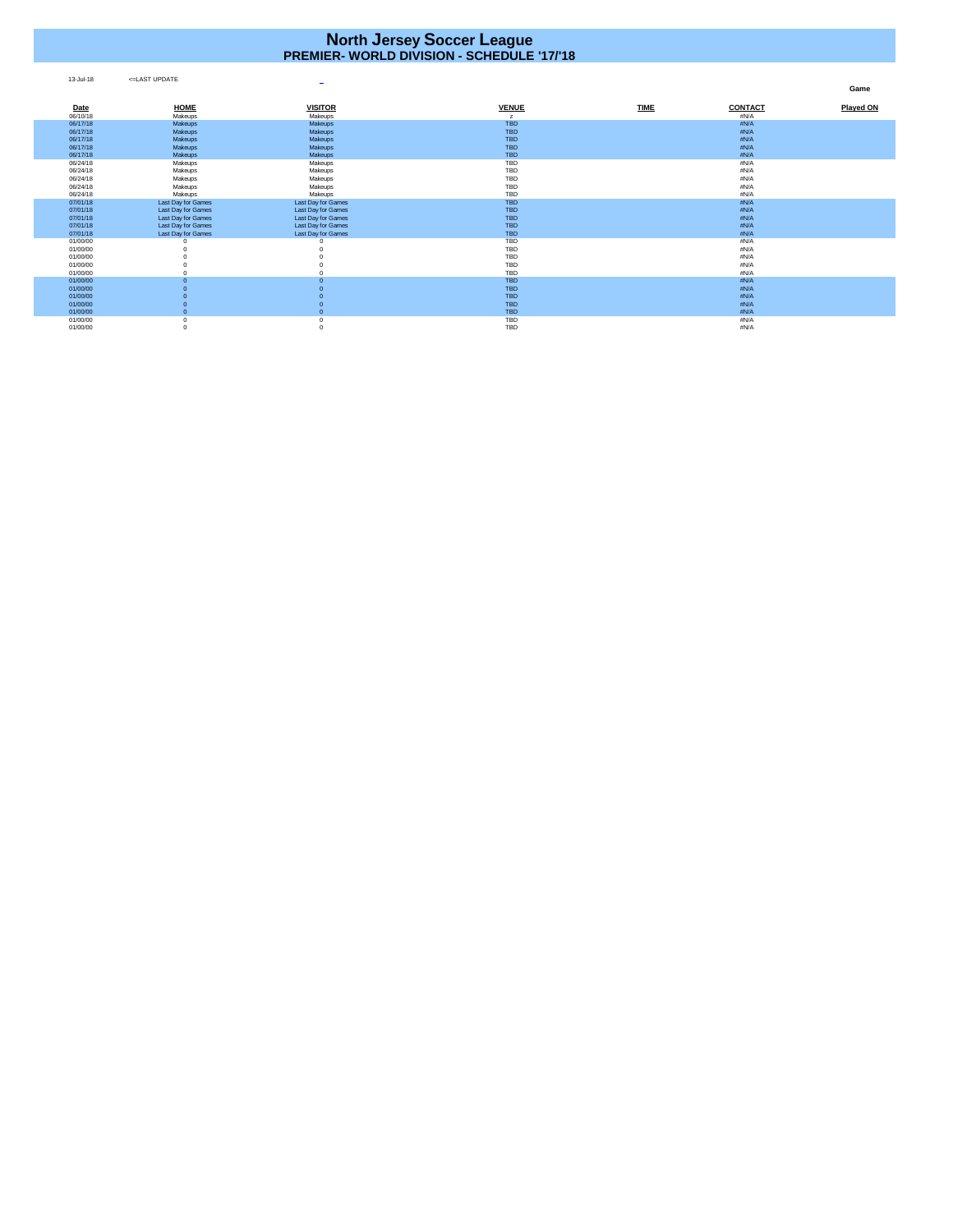# North Jersey Soccer League
## PREMIER- WORLD DIVISION - SCHEDULE '17/'18

13-Jul-18 <=LAST UPDATE

| Date | HOME | VISITOR | VENUE | TIME | CONTACT | Game Played ON |
|---|---|---|---|---|---|---|
| 06/10/18 | Makeups | Makeups | z | | #N/A | |
| 06/17/18 | Makeups | Makeups | TBD | | #N/A | |
| 06/17/18 | Makeups | Makeups | TBD | | #N/A | |
| 06/17/18 | Makeups | Makeups | TBD | | #N/A | |
| 06/17/18 | Makeups | Makeups | TBD | | #N/A | |
| 06/17/18 | Makeups | Makeups | TBD | | #N/A | |
| 06/24/18 | Makeups | Makeups | TBD | | #N/A | |
| 06/24/18 | Makeups | Makeups | TBD | | #N/A | |
| 06/24/18 | Makeups | Makeups | TBD | | #N/A | |
| 06/24/18 | Makeups | Makeups | TBD | | #N/A | |
| 06/24/18 | Makeups | Makeups | TBD | | #N/A | |
| 07/01/18 | Last Day for Games | Last Day for Games | TBD | | #N/A | |
| 07/01/18 | Last Day for Games | Last Day for Games | TBD | | #N/A | |
| 07/01/18 | Last Day for Games | Last Day for Games | TBD | | #N/A | |
| 07/01/18 | Last Day for Games | Last Day for Games | TBD | | #N/A | |
| 07/01/18 | Last Day for Games | Last Day for Games | TBD | | #N/A | |
| 01/00/00 | 0 | 0 | TBD | | #N/A | |
| 01/00/00 | 0 | 0 | TBD | | #N/A | |
| 01/00/00 | 0 | 0 | TBD | | #N/A | |
| 01/00/00 | 0 | 0 | TBD | | #N/A | |
| 01/00/00 | 0 | 0 | TBD | | #N/A | |
| 01/00/00 | 0 | 0 | TBD | | #N/A | |
| 01/00/00 | 0 | 0 | TBD | | #N/A | |
| 01/00/00 | 0 | 0 | TBD | | #N/A | |
| 01/00/00 | 0 | 0 | TBD | | #N/A | |
| 01/00/00 | 0 | 0 | TBD | | #N/A | |
| 01/00/00 | 0 | 0 | TBD | | #N/A | |
| 01/00/00 | 0 | 0 | TBD | | #N/A | |